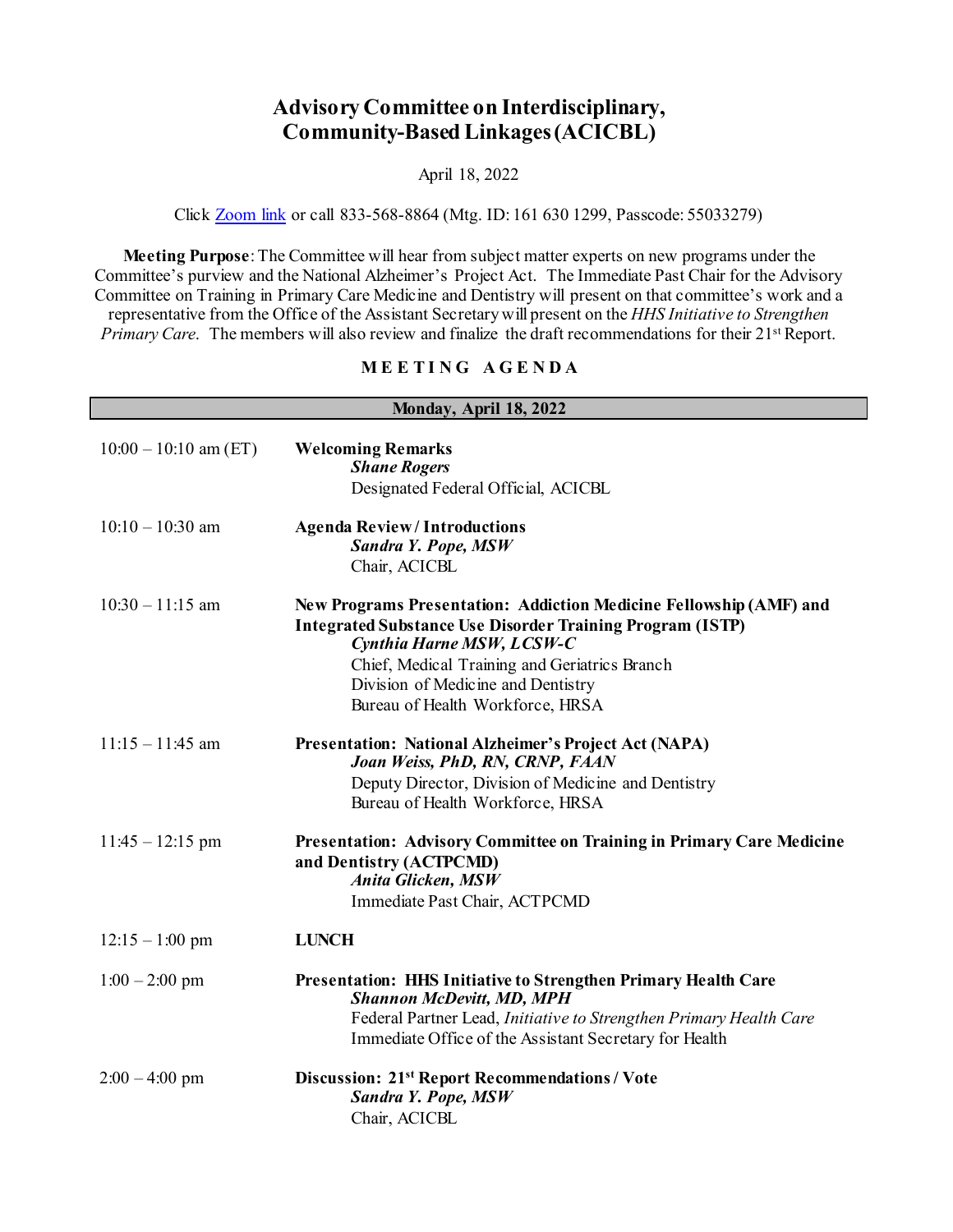# Advisory Committee on Interdisciplinary, Community-Based Linkages (ACICBL)

April 18, 2022

Click [Zoom link]() or call 833-568-8864 (Mtg. ID: 161 630 1299, Passcode: 55033279)

**Meeting Purpose**: The Committee will hear from subject matter experts on new programs under the Committee's purview and the National Alzheimer's Project Act. The Immediate Past Chair for the Advisory Committee on Training in Primary Care Medicine and Dentistry will present on that committee's work and a representative from the Office of the Assistant Secretary will present on the *HHS Initiative to Strengthen Primary Care*. The members will also review and finalize the draft recommendations for their 21st Report.

## MEETING AGENDA

| **Monday, April 18, 2022** | |
|---|---|
| 10:00 – 10:10 am (ET) | **Welcoming Remarks**<br>***Shane Rogers***<br>Designated Federal Official, ACICBL |
| 10:10 – 10:30 am | **Agenda Review / Introductions**<br>***Sandra Y. Pope, MSW***<br>Chair, ACICBL |
| 10:30 – 11:15 am | **New Programs Presentation: Addiction Medicine Fellowship (AMF) and Integrated Substance Use Disorder Training Program (ISTP)**<br>***Cynthia Harne MSW, LCSW-C***<br>Chief, Medical Training and Geriatrics Branch<br>Division of Medicine and Dentistry<br>Bureau of Health Workforce, HRSA |
| 11:15 – 11:45 am | **Presentation: National Alzheimer's Project Act (NAPA)**<br>***Joan Weiss, PhD, RN, CRNP, FAAN***<br>Deputy Director, Division of Medicine and Dentistry<br>Bureau of Health Workforce, HRSA |
| 11:45 – 12:15 pm | **Presentation: Advisory Committee on Training in Primary Care Medicine and Dentistry (ACTPCMD)**<br>***Anita Glicken, MSW***<br>Immediate Past Chair, ACTPCMD |
| 12:15 – 1:00 pm | **LUNCH** |
| 1:00 – 2:00 pm | **Presentation: HHS Initiative to Strengthen Primary Health Care**<br>***Shannon McDevitt, MD, MPH***<br>Federal Partner Lead, *Initiative to Strengthen Primary Health Care*<br>Immediate Office of the Assistant Secretary for Health |
| 2:00 – 4:00 pm | **Discussion: 21st Report Recommendations / Vote**<br>***Sandra Y. Pope, MSW***<br>Chair, ACICBL |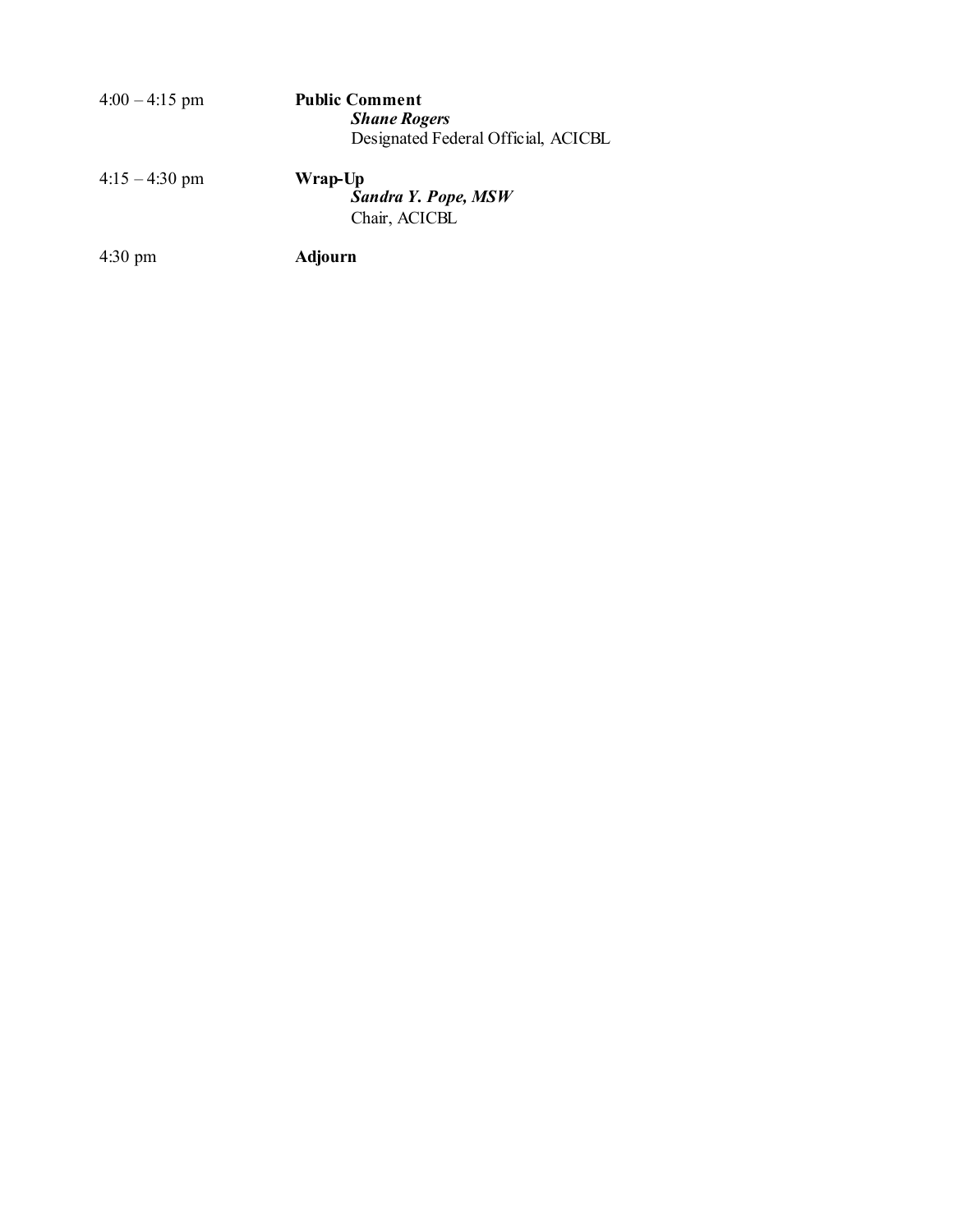| | | |
|---|---|---|
| 4:00 – 4:15 pm | **Public Comment** | |
| | | ***Shane Rogers*** |
| | | Designated Federal Official, ACICBL |
| 4:15 – 4:30 pm | **Wrap-Up** | |
| | | ***Sandra Y. Pope, MSW*** |
| | | Chair, ACICBL |
| 4:30 pm | **Adjourn** | |